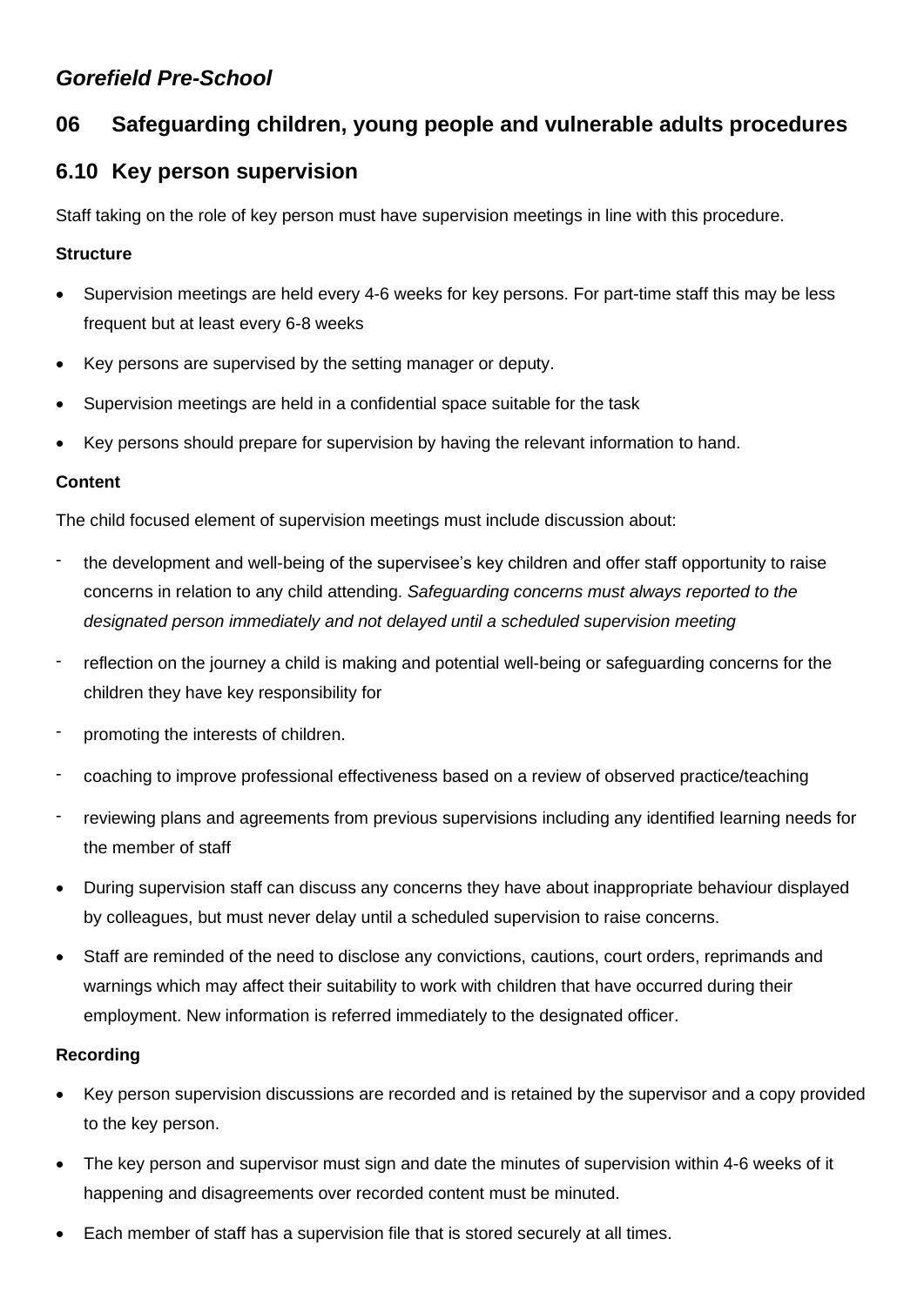***Gorefield Pre-School***

## 06 Safeguarding children, young people and vulnerable adults procedures

## 6.10 Key person supervision

Staff taking on the role of key person must have supervision meetings in line with this procedure.

**Structure**

- Supervision meetings are held every 4-6 weeks for key persons. For part-time staff this may be less frequent but at least every 6-8 weeks
- Key persons are supervised by the setting manager or deputy.
- Supervision meetings are held in a confidential space suitable for the task
- Key persons should prepare for supervision by having the relevant information to hand.

**Content**

The child focused element of supervision meetings must include discussion about:

- the development and well-being of the supervisee's key children and offer staff opportunity to raise concerns in relation to any child attending. *Safeguarding concerns must always reported to the designated person immediately and not delayed until a scheduled supervision meeting*
- reflection on the journey a child is making and potential well-being or safeguarding concerns for the children they have key responsibility for
- promoting the interests of children.
- coaching to improve professional effectiveness based on a review of observed practice/teaching
- reviewing plans and agreements from previous supervisions including any identified learning needs for the member of staff

- During supervision staff can discuss any concerns they have about inappropriate behaviour displayed by colleagues, but must never delay until a scheduled supervision to raise concerns.
- Staff are reminded of the need to disclose any convictions, cautions, court orders, reprimands and warnings which may affect their suitability to work with children that have occurred during their employment. New information is referred immediately to the designated officer.

**Recording**

- Key person supervision discussions are recorded and is retained by the supervisor and a copy provided to the key person.
- The key person and supervisor must sign and date the minutes of supervision within 4-6 weeks of it happening and disagreements over recorded content must be minuted.
- Each member of staff has a supervision file that is stored securely at all times.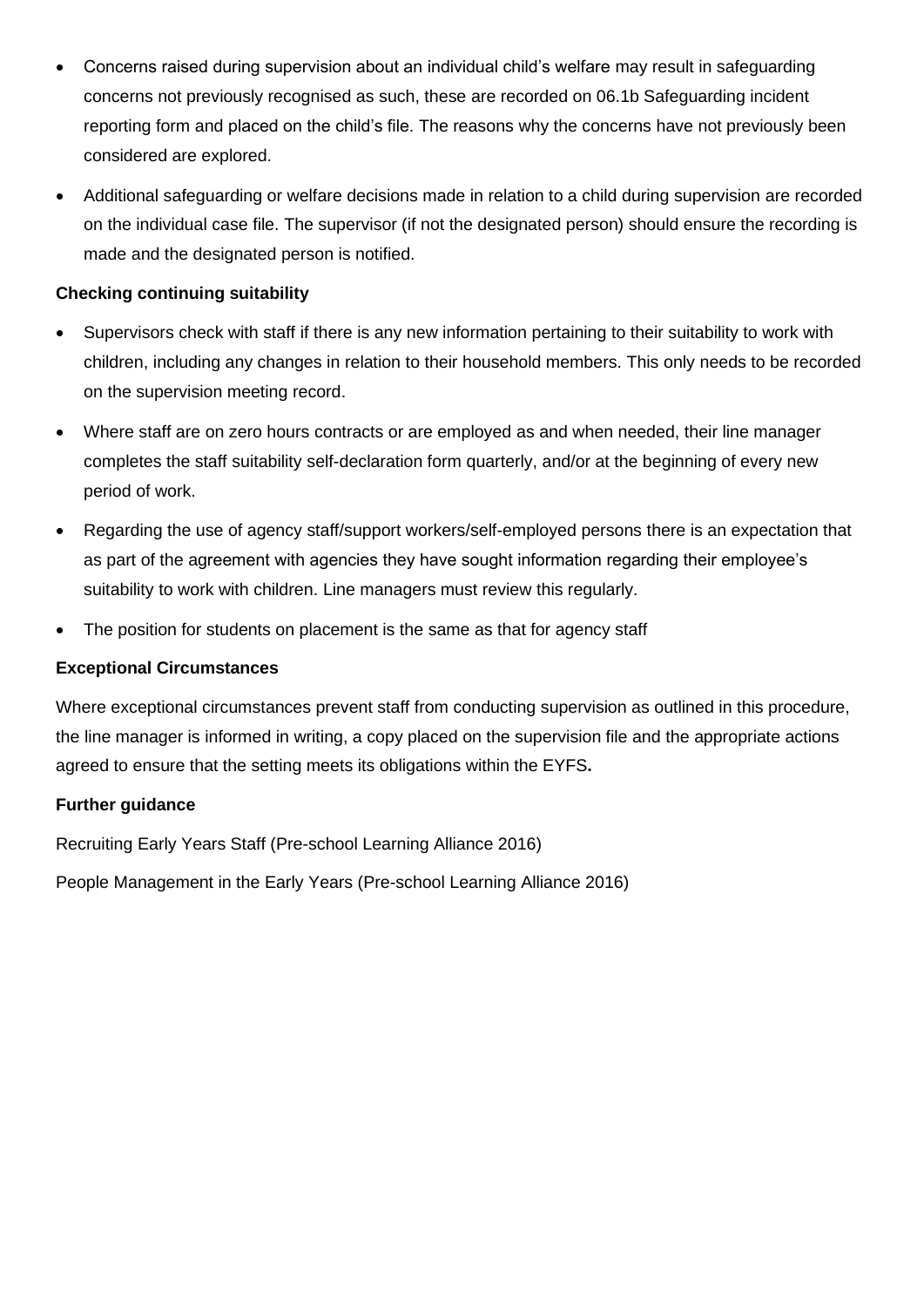- Concerns raised during supervision about an individual child's welfare may result in safeguarding concerns not previously recognised as such, these are recorded on 06.1b Safeguarding incident reporting form and placed on the child's file. The reasons why the concerns have not previously been considered are explored.
- Additional safeguarding or welfare decisions made in relation to a child during supervision are recorded on the individual case file. The supervisor (if not the designated person) should ensure the recording is made and the designated person is notified.

**Checking continuing suitability**

- Supervisors check with staff if there is any new information pertaining to their suitability to work with children, including any changes in relation to their household members. This only needs to be recorded on the supervision meeting record.
- Where staff are on zero hours contracts or are employed as and when needed, their line manager completes the staff suitability self-declaration form quarterly, and/or at the beginning of every new period of work.
- Regarding the use of agency staff/support workers/self-employed persons there is an expectation that as part of the agreement with agencies they have sought information regarding their employee's suitability to work with children. Line managers must review this regularly.
- The position for students on placement is the same as that for agency staff

**Exceptional Circumstances**

Where exceptional circumstances prevent staff from conducting supervision as outlined in this procedure, the line manager is informed in writing, a copy placed on the supervision file and the appropriate actions agreed to ensure that the setting meets its obligations within the EYFS**.**

**Further guidance**

Recruiting Early Years Staff (Pre-school Learning Alliance 2016)

People Management in the Early Years (Pre-school Learning Alliance 2016)